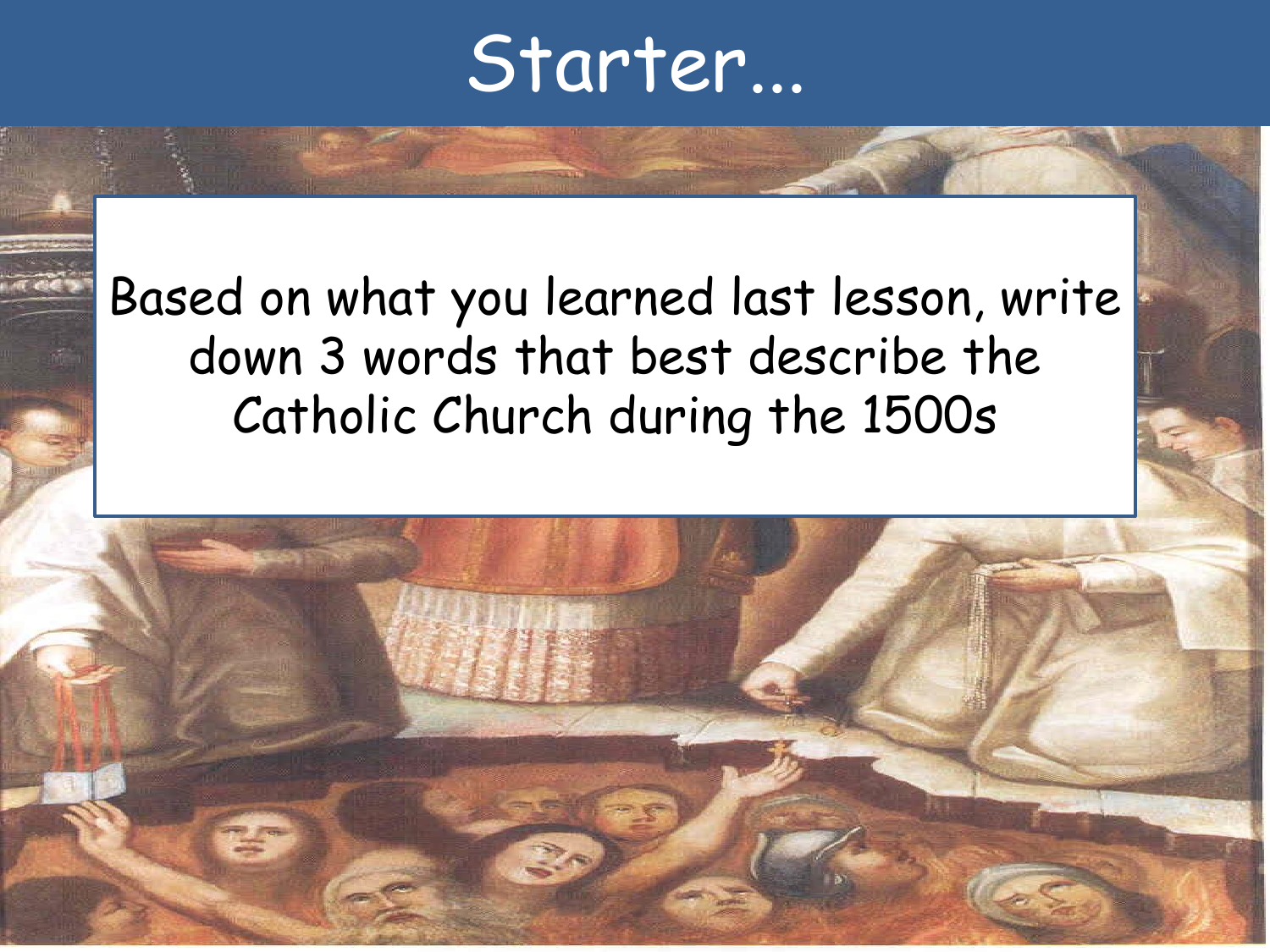# Starter...

Based on what you learned last lesson, write down 3 words that best describe the Catholic Church during the 1500s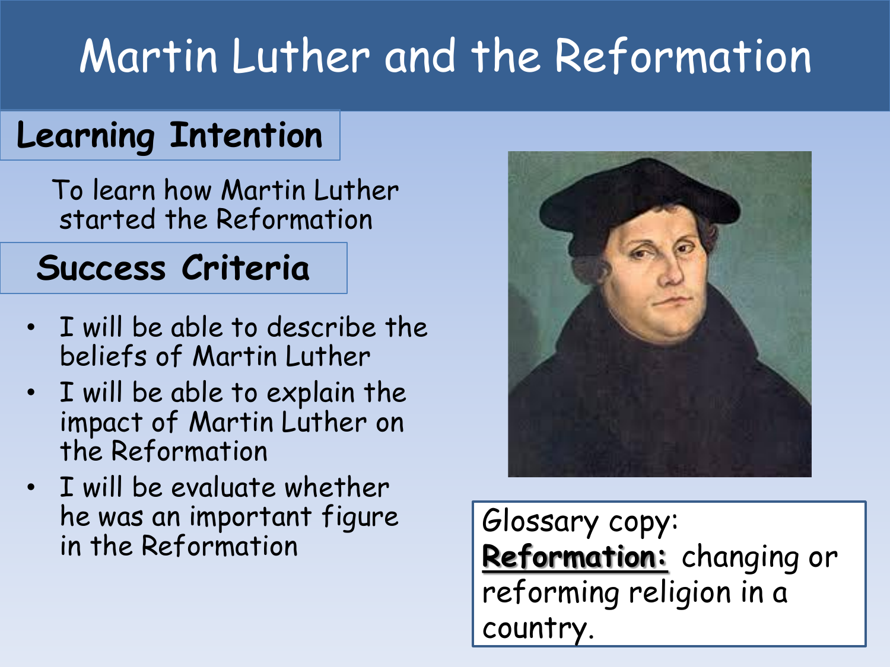# Martin Luther and the Reformation

## Learning Intention

To learn how Martin Luther started the Reformation

## Success Criteria

- I will be able to describe the beliefs of Martin Luther
- I will be able to explain the impact of Martin Luther on the Reformation
- I will be evaluate whether he was an important figure in the Reformation

Glossary copy:
**Reformation:** changing or reforming religion in a country.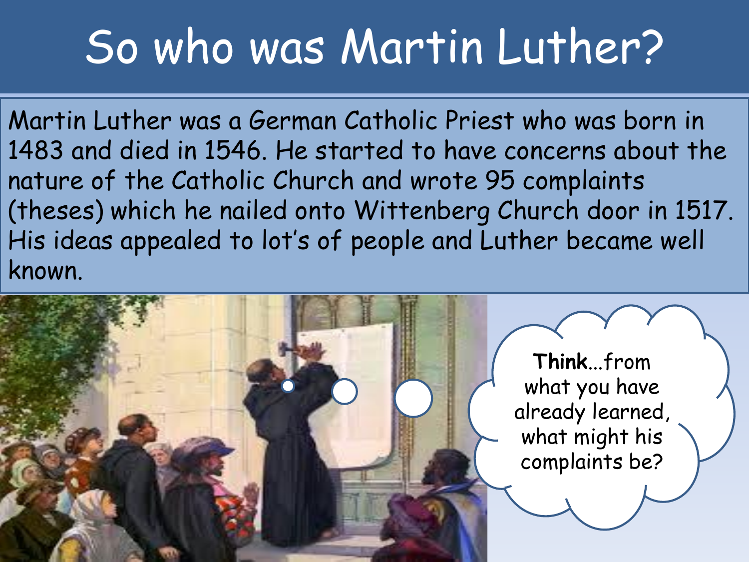# So who was Martin Luther?

Martin Luther was a German Catholic Priest who was born in 1483 and died in 1546. He started to have concerns about the nature of the Catholic Church and wrote 95 complaints (theses) which he nailed onto Wittenberg Church door in 1517. His ideas appealed to lot's of people and Luther became well known.

**Think**…from what you have already learned, what might his complaints be?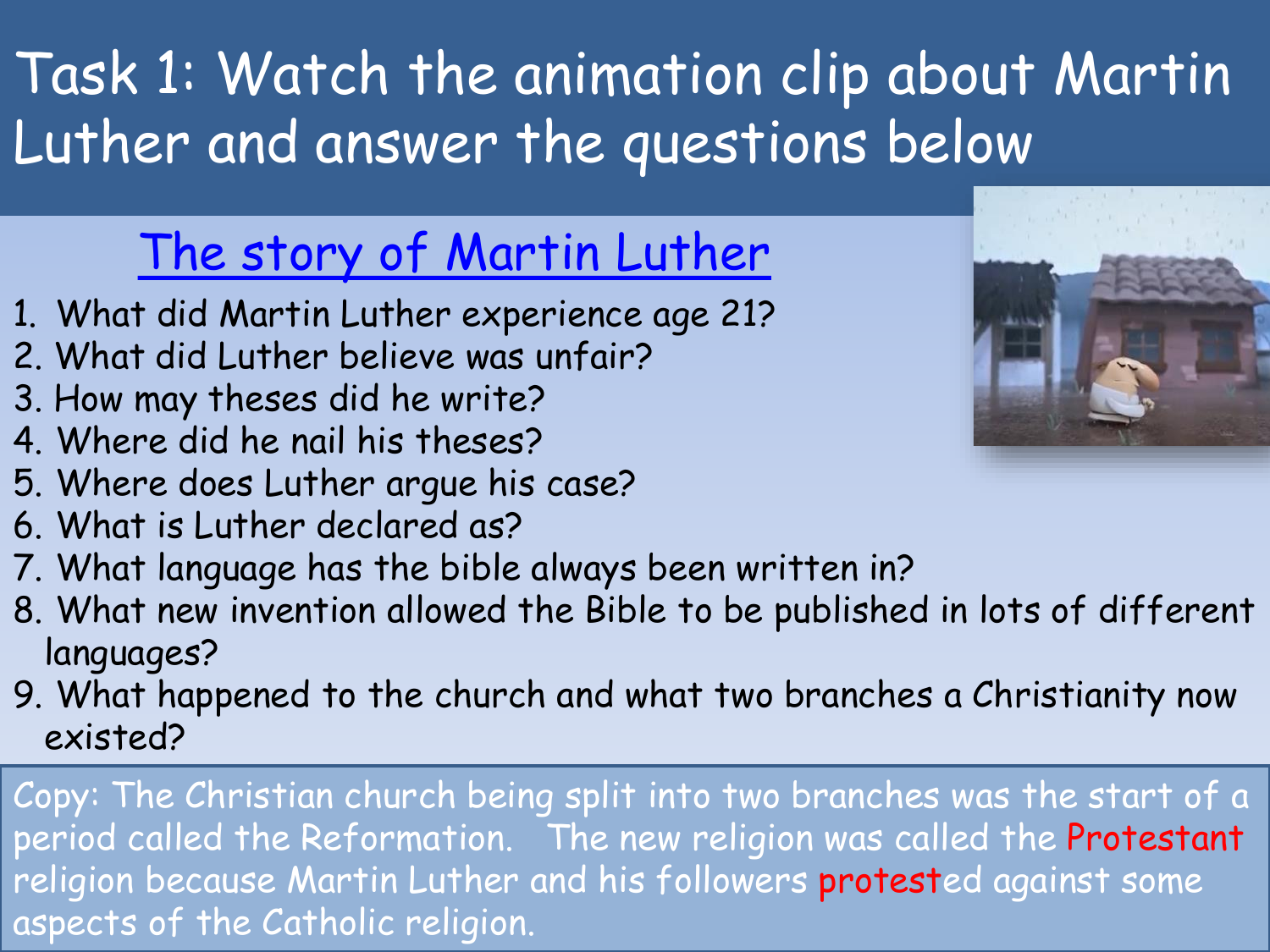# Task 1: Watch the animation clip about Martin Luther and answer the questions below

## The story of Martin Luther

1. What did Martin Luther experience age 21?
2. What did Luther believe was unfair?
3. How may theses did he write?
4. Where did he nail his theses?
5. Where does Luther argue his case?
6. What is Luther declared as?
7. What language has the bible always been written in?
8. What new invention allowed the Bible to be published in lots of different languages?
9. What happened to the church and what two branches a Christianity now existed?

Copy: The Christian church being split into two branches was the start of a period called the Reformation. The new religion was called the Protestant religion because Martin Luther and his followers protested against some aspects of the Catholic religion.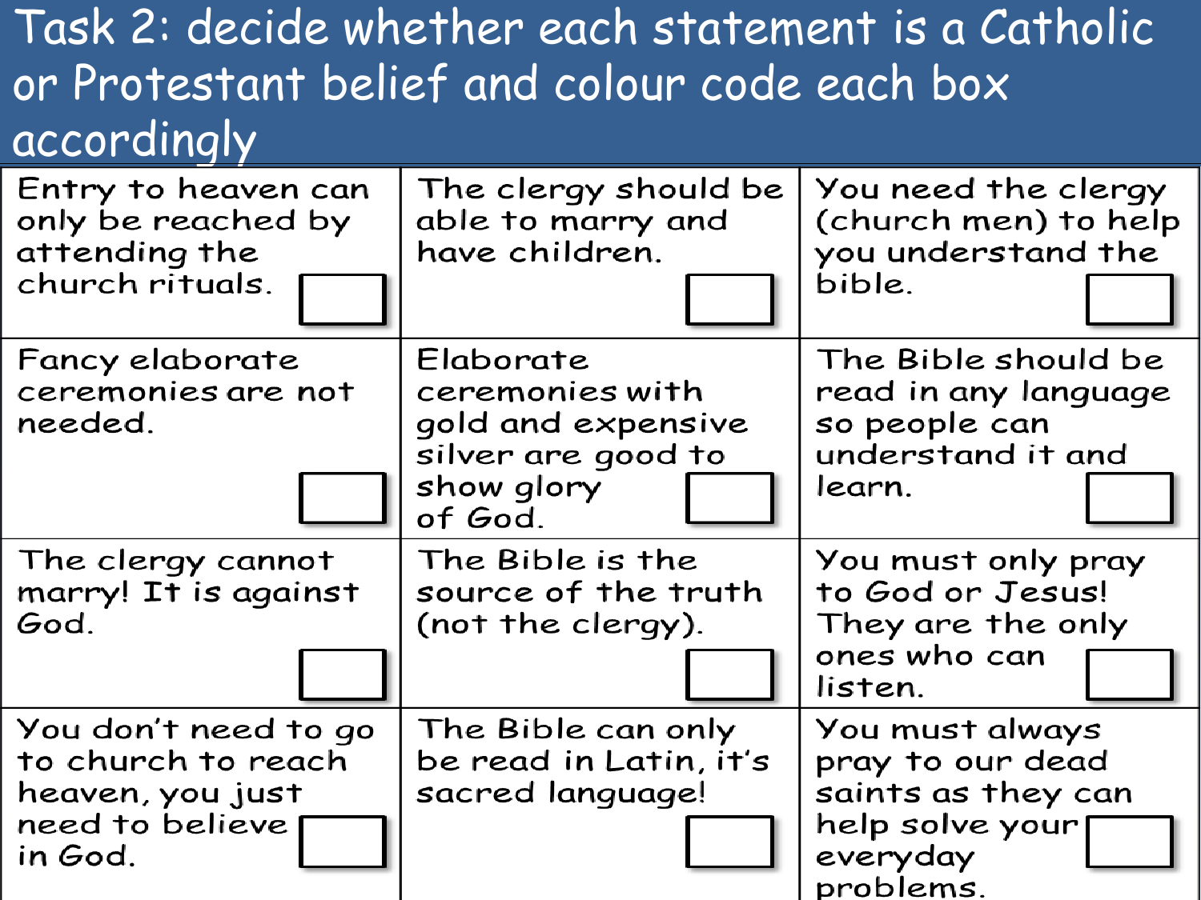# Task 2: decide whether each statement is a Catholic or Protestant belief and colour code each box accordingly

| | | |
|---|---|---|
| Entry to heaven can only be reached by attending the church rituals. ☐ | The clergy should be able to marry and have children. ☐ | You need the clergy (church men) to help you understand the bible. ☐ |
| Fancy elaborate ceremonies are not needed. ☐ | Elaborate ceremonies with gold and expensive silver are good to show glory of God. ☐ | The Bible should be read in any language so people can understand it and learn. ☐ |
| The clergy cannot marry! It is against God. ☐ | The Bible is the source of the truth (not the clergy). ☐ | You must only pray to God or Jesus! They are the only ones who can listen. ☐ |
| You don't need to go to church to reach heaven, you just need to believe in God. ☐ | The Bible can only be read in Latin, it's sacred language! ☐ | You must always pray to our dead saints as they can help solve your everyday problems. ☐ |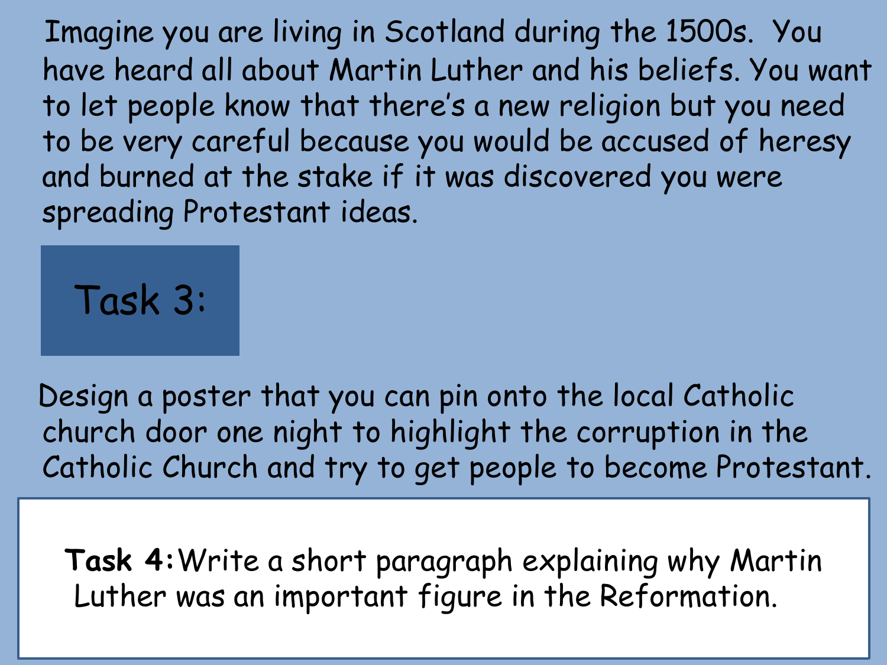Imagine you are living in Scotland during the 1500s. You have heard all about Martin Luther and his beliefs. You want to let people know that there's a new religion but you need to be very careful because you would be accused of heresy and burned at the stake if it was discovered you were spreading Protestant ideas.

## Task 3:

Design a poster that you can pin onto the local Catholic church door one night to highlight the corruption in the Catholic Church and try to get people to become Protestant.

**Task 4:** Write a short paragraph explaining why Martin Luther was an important figure in the Reformation.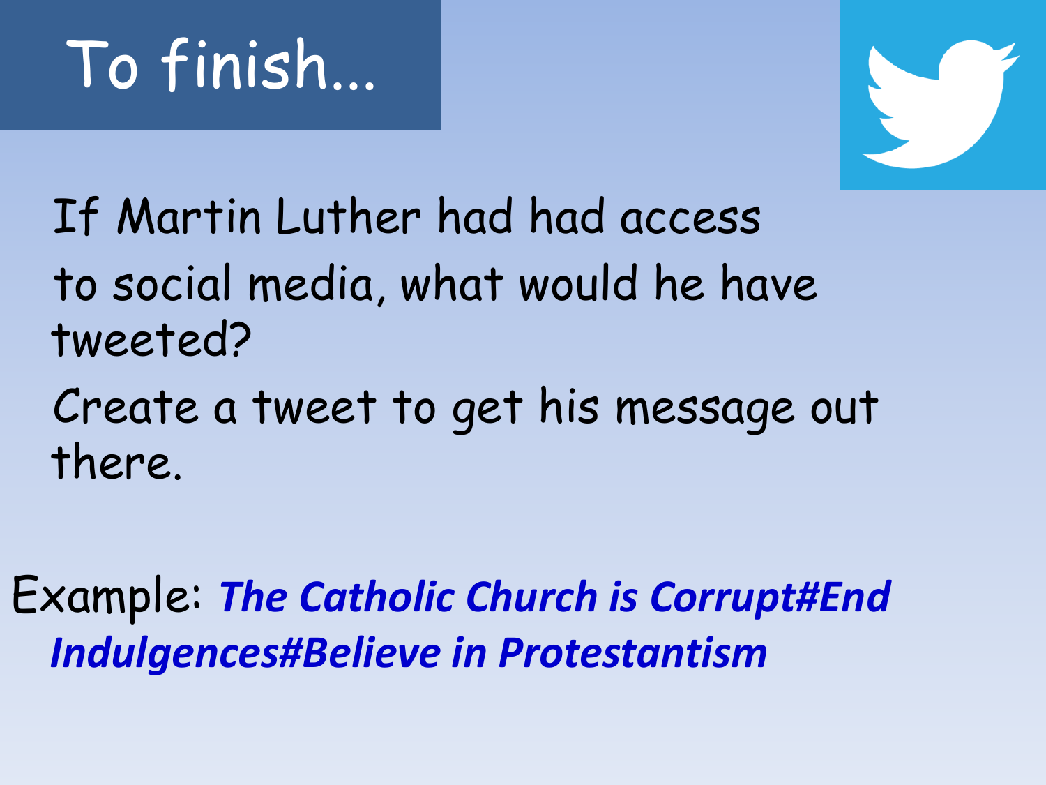# To finish…

If Martin Luther had had access to social media, what would he have tweeted?

Create a tweet to get his message out there.

Example: ***The Catholic Church is Corrupt#End Indulgences#Believe in Protestantism***